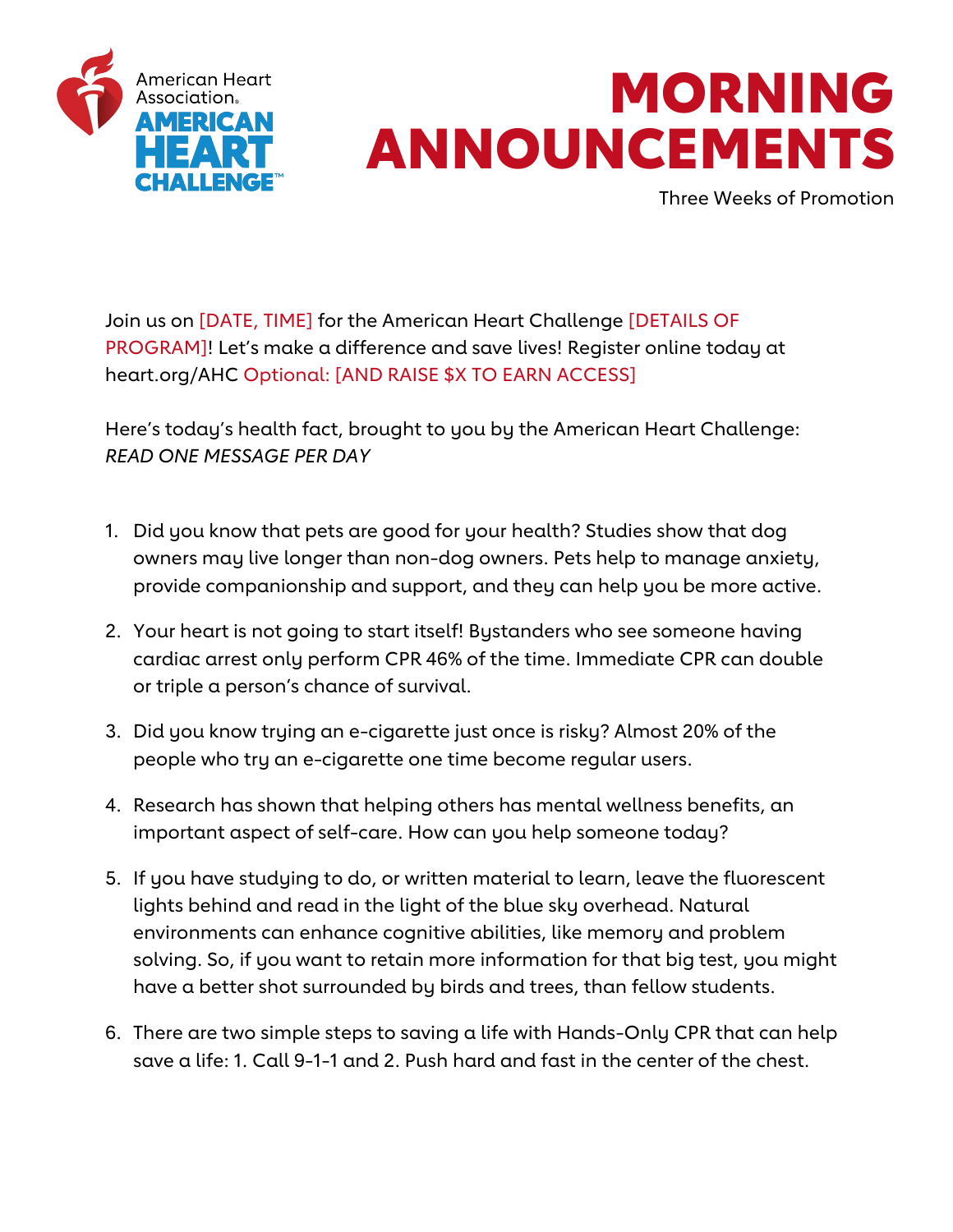American Heart Association.

AMERICAN HEART CHALLENGE™

# MORNING ANNOUNCEMENTS

Three Weeks of Promotion

Join us on [DATE, TIME] for the American Heart Challenge [DETAILS OF PROGRAM]! Let's make a difference and save lives! Register online today at heart.org/AHC Optional: [AND RAISE $X TO EARN ACCESS]

Here's today's health fact, brought to you by the American Heart Challenge:
*READ ONE MESSAGE PER DAY*

1. Did you know that pets are good for your health? Studies show that dog owners may live longer than non-dog owners. Pets help to manage anxiety, provide companionship and support, and they can help you be more active.

2. Your heart is not going to start itself! Bystanders who see someone having cardiac arrest only perform CPR 46% of the time. Immediate CPR can double or triple a person's chance of survival.

3. Did you know trying an e-cigarette just once is risky? Almost 20% of the people who try an e-cigarette one time become regular users.

4. Research has shown that helping others has mental wellness benefits, an important aspect of self-care. How can you help someone today?

5. If you have studying to do, or written material to learn, leave the fluorescent lights behind and read in the light of the blue sky overhead. Natural environments can enhance cognitive abilities, like memory and problem solving. So, if you want to retain more information for that big test, you might have a better shot surrounded by birds and trees, than fellow students.

6. There are two simple steps to saving a life with Hands-Only CPR that can help save a life: 1. Call 9-1-1 and 2. Push hard and fast in the center of the chest.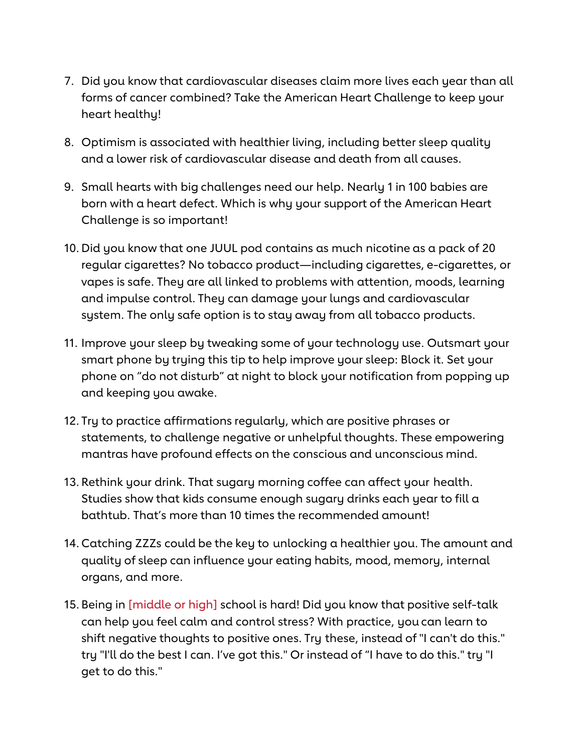7. Did you know that cardiovascular diseases claim more lives each year than all forms of cancer combined? Take the American Heart Challenge to keep your heart healthy!

8. Optimism is associated with healthier living, including better sleep quality and a lower risk of cardiovascular disease and death from all causes.

9. Small hearts with big challenges need our help. Nearly 1 in 100 babies are born with a heart defect. Which is why your support of the American Heart Challenge is so important!

10. Did you know that one JUUL pod contains as much nicotine as a pack of 20 regular cigarettes? No tobacco product—including cigarettes, e-cigarettes, or vapes is safe. They are all linked to problems with attention, moods, learning and impulse control. They can damage your lungs and cardiovascular system. The only safe option is to stay away from all tobacco products.

11. Improve your sleep by tweaking some of your technology use. Outsmart your smart phone by trying this tip to help improve your sleep: Block it. Set your phone on "do not disturb" at night to block your notification from popping up and keeping you awake.

12. Try to practice affirmations regularly, which are positive phrases or statements, to challenge negative or unhelpful thoughts. These empowering mantras have profound effects on the conscious and unconscious mind.

13. Rethink your drink. That sugary morning coffee can affect your health. Studies show that kids consume enough sugary drinks each year to fill a bathtub. That's more than 10 times the recommended amount!

14. Catching ZZZs could be the key to unlocking a healthier you. The amount and quality of sleep can influence your eating habits, mood, memory, internal organs, and more.

15. Being in [middle or high] school is hard! Did you know that positive self-talk can help you feel calm and control stress? With practice, you can learn to shift negative thoughts to positive ones. Try these, instead of "I can't do this." try "I'll do the best I can. I've got this." Or instead of "I have to do this." try "I get to do this."